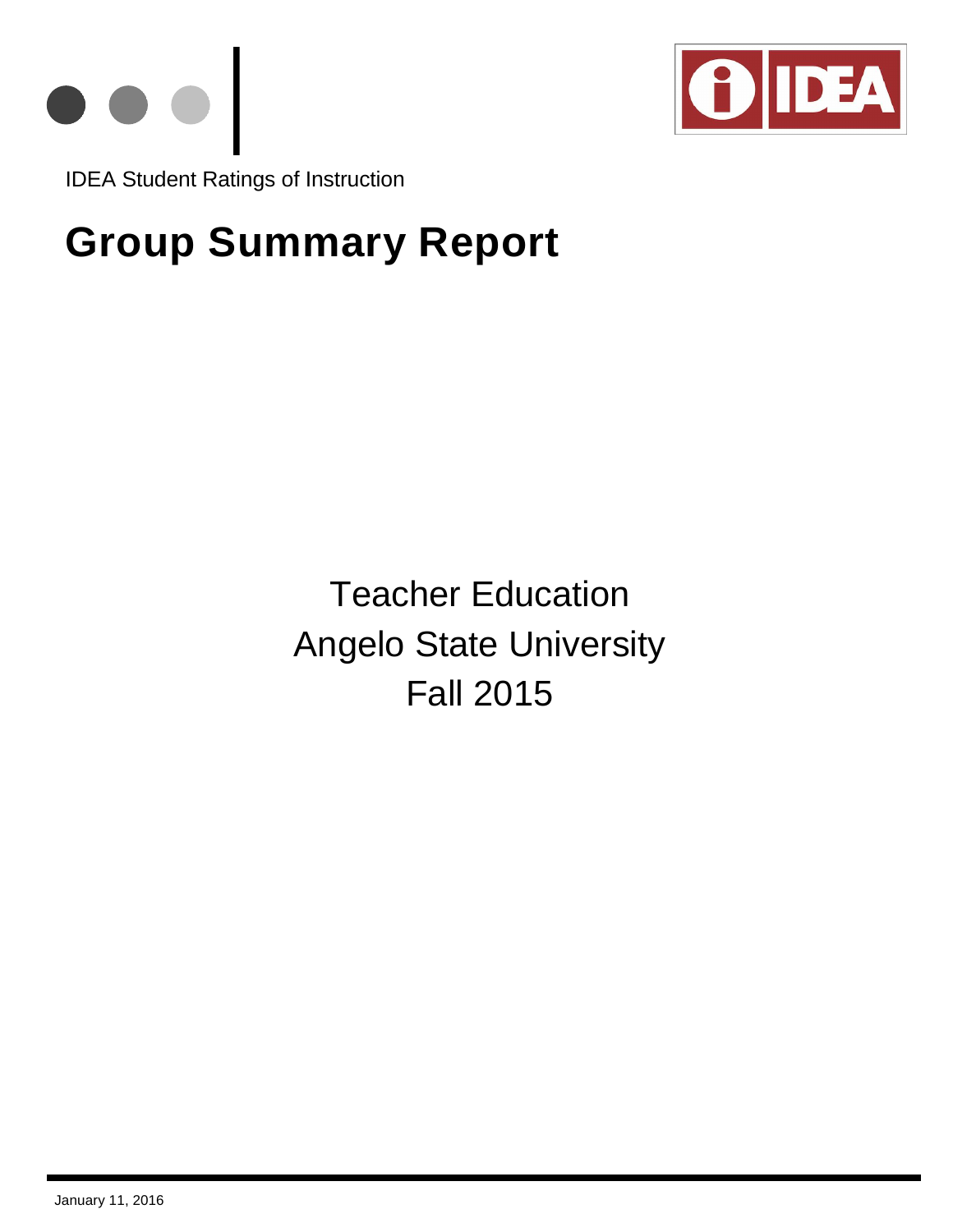IDEA Student Ratings of Instruction

# Group Summary Report

Teacher Education
Angelo State University
Fall 2015

January 11, 2016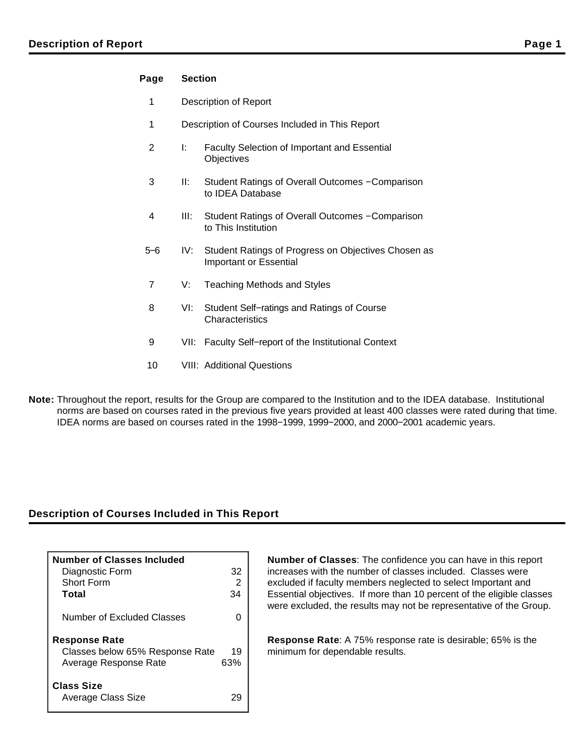## Description of Report

| Page | Section | |
|---|---|---|
| 1 | Description of Report | |
| 1 | Description of Courses Included in This Report | |
| 2 | I: | Faculty Selection of Important and Essential Objectives |
| 3 | II: | Student Ratings of Overall Outcomes −Comparison to IDEA Database |
| 4 | III: | Student Ratings of Overall Outcomes −Comparison to This Institution |
| 5–6 | IV: | Student Ratings of Progress on Objectives Chosen as Important or Essential |
| 7 | V: | Teaching Methods and Styles |
| 8 | VI: | Student Self−ratings and Ratings of Course Characteristics |
| 9 | VII: | Faculty Self−report of the Institutional Context |
| 10 | VIII: | Additional Questions |

**Note:** Throughout the report, results for the Group are compared to the Institution and to the IDEA database. Institutional norms are based on courses rated in the previous five years provided at least 400 classes were rated during that time. IDEA norms are based on courses rated in the 1998−1999, 1999−2000, and 2000−2001 academic years.

## Description of Courses Included in This Report

| | |
|---|---|
| **Number of Classes Included** | |
| Diagnostic Form | 32 |
| Short Form | 2 |
| **Total** | 34 |
| Number of Excluded Classes | 0 |
| **Response Rate** | |
| Classes below 65% Response Rate | 19 |
| Average Response Rate | 63% |
| **Class Size** | |
| Average Class Size | 29 |

**Number of Classes**: The confidence you can have in this report increases with the number of classes included. Classes were excluded if faculty members neglected to select Important and Essential objectives. If more than 10 percent of the eligible classes were excluded, the results may not be representative of the Group.

**Response Rate**: A 75% response rate is desirable; 65% is the minimum for dependable results.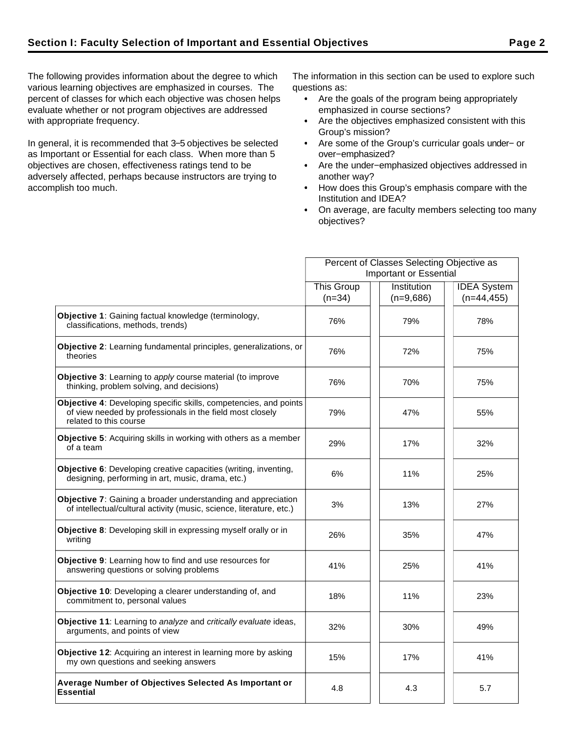## Section I: Faculty Selection of Important and Essential Objectives

The following provides information about the degree to which various learning objectives are emphasized in courses. The percent of classes for which each objective was chosen helps evaluate whether or not program objectives are addressed with appropriate frequency.

In general, it is recommended that 3–5 objectives be selected as Important or Essential for each class. When more than 5 objectives are chosen, effectiveness ratings tend to be adversely affected, perhaps because instructors are trying to accomplish too much.

The information in this section can be used to explore such questions as:

- Are the goals of the program being appropriately emphasized in course sections?
- Are the objectives emphasized consistent with this Group's mission?
- Are some of the Group's curricular goals under− or over−emphasized?
- Are the under−emphasized objectives addressed in another way?
- How does this Group's emphasis compare with the Institution and IDEA?
- On average, are faculty members selecting too many objectives?

| | Percent of Classes Selecting Objective as Important or Essential | | |
|---|---|---|---|
| | This Group (n=34) | Institution (n=9,686) | IDEA System (n=44,455) |
| **Objective 1**: Gaining factual knowledge (terminology, classifications, methods, trends) | 76% | 79% | 78% |
| **Objective 2**: Learning fundamental principles, generalizations, or theories | 76% | 72% | 75% |
| **Objective 3**: Learning to *apply* course material (to improve thinking, problem solving, and decisions) | 76% | 70% | 75% |
| **Objective 4**: Developing specific skills, competencies, and points of view needed by professionals in the field most closely related to this course | 79% | 47% | 55% |
| **Objective 5**: Acquiring skills in working with others as a member of a team | 29% | 17% | 32% |
| **Objective 6**: Developing creative capacities (writing, inventing, designing, performing in art, music, drama, etc.) | 6% | 11% | 25% |
| **Objective 7**: Gaining a broader understanding and appreciation of intellectual/cultural activity (music, science, literature, etc.) | 3% | 13% | 27% |
| **Objective 8**: Developing skill in expressing myself orally or in writing | 26% | 35% | 47% |
| **Objective 9**: Learning how to find and use resources for answering questions or solving problems | 41% | 25% | 41% |
| **Objective 10**: Developing a clearer understanding of, and commitment to, personal values | 18% | 11% | 23% |
| **Objective 11**: Learning to *analyze* and *critically evaluate* ideas, arguments, and points of view | 32% | 30% | 49% |
| **Objective 12**: Acquiring an interest in learning more by asking my own questions and seeking answers | 15% | 17% | 41% |
| **Average Number of Objectives Selected As Important or Essential** | 4.8 | 4.3 | 5.7 |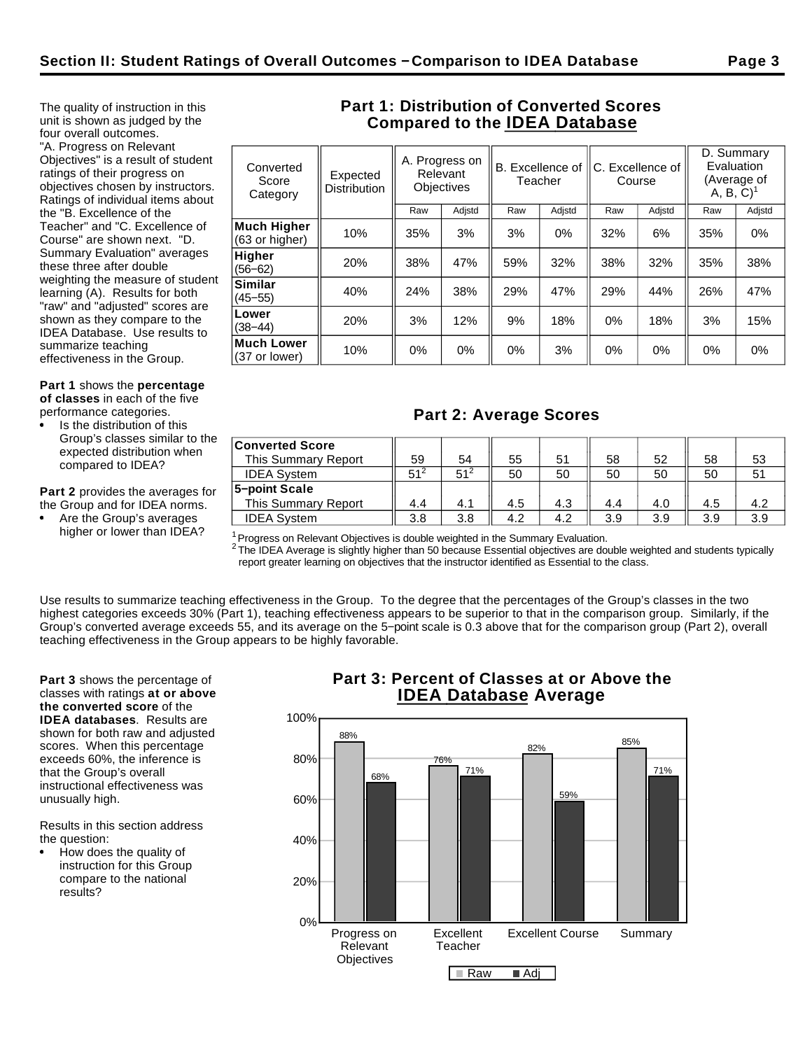## Section II: Student Ratings of Overall Outcomes – Comparison to IDEA Database

The quality of instruction in this unit is shown as judged by the four overall outcomes. "A. Progress on Relevant Objectives" is a result of student ratings of their progress on objectives chosen by instructors. Ratings of individual items about the "B. Excellence of the Teacher" and "C. Excellence of Course" are shown next. "D. Summary Evaluation" averages these three after double weighting the measure of student learning (A). Results for both "raw" and "adjusted" scores are shown as they compare to the IDEA Database. Use results to summarize teaching effectiveness in the Group.

**Part 1** shows the **percentage of classes** in each of the five performance categories.

- Is the distribution of this Group's classes similar to the expected distribution when compared to IDEA?

**Part 2** provides the averages for the Group and for IDEA norms.

- Are the Group's averages higher or lower than IDEA?

### Part 1: Distribution of Converted Scores Compared to the IDEA Database

| Converted Score Category | Expected Distribution | A. Progress on Relevant Objectives | | B. Excellence of Teacher | | C. Excellence of Course | | D. Summary Evaluation (Average of A, B, C)[1] | |
|---|---|---|---|---|---|---|---|---|---|
| | | Raw | Adjstd | Raw | Adjstd | Raw | Adjstd | Raw | Adjstd |
| **Much Higher** (63 or higher) | 10% | 35% | 3% | 3% | 0% | 32% | 6% | 35% | 0% |
| **Higher** (56–62) | 20% | 38% | 47% | 59% | 32% | 38% | 32% | 35% | 38% |
| **Similar** (45–55) | 40% | 24% | 38% | 29% | 47% | 29% | 44% | 26% | 47% |
| **Lower** (38–44) | 20% | 3% | 12% | 9% | 18% | 0% | 18% | 3% | 15% |
| **Much Lower** (37 or lower) | 10% | 0% | 0% | 0% | 3% | 0% | 0% | 0% | 0% |

### Part 2: Average Scores

| | A. Raw | A. Adjstd | B. Raw | B. Adjstd | C. Raw | C. Adjstd | D. Raw | D. Adjstd |
|---|---|---|---|---|---|---|---|---|
| **Converted Score** | | | | | | | | |
| This Summary Report | 59 | 54 | 55 | 51 | 58 | 52 | 58 | 53 |
| IDEA System | 51[2] | 51[2] | 50 | 50 | 50 | 50 | 50 | 51 |
| **5–point Scale** | | | | | | | | |
| This Summary Report | 4.4 | 4.1 | 4.5 | 4.3 | 4.4 | 4.0 | 4.5 | 4.2 |
| IDEA System | 3.8 | 3.8 | 4.2 | 4.2 | 3.9 | 3.9 | 3.9 | 3.9 |

[1] Progress on Relevant Objectives is double weighted in the Summary Evaluation.
[2] The IDEA Average is slightly higher than 50 because Essential objectives are double weighted and students typically report greater learning on objectives that the instructor identified as Essential to the class.

Use results to summarize teaching effectiveness in the Group. To the degree that the percentages of the Group's classes in the two highest categories exceeds 30% (Part 1), teaching effectiveness appears to be superior to that in the comparison group. Similarly, if the Group's converted average exceeds 55, and its average on the 5–point scale is 0.3 above that for the comparison group (Part 2), overall teaching effectiveness in the Group appears to be highly favorable.

**Part 3** shows the percentage of classes with ratings **at or above the converted score** of the **IDEA databases**. Results are shown for both raw and adjusted scores. When this percentage exceeds 60%, the inference is that the Group's overall instructional effectiveness was unusually high.

Results in this section address the question:

- How does the quality of instruction for this Group compare to the national results?

### Part 3: Percent of Classes at or Above the IDEA Database Average

| | Raw | Adj |
|---|---|---|
| Progress on Relevant Objectives | 88% | 68% |
| Excellent Teacher | 76% | 71% |
| Excellent Course | 82% | 59% |
| Summary | 85% | 71% |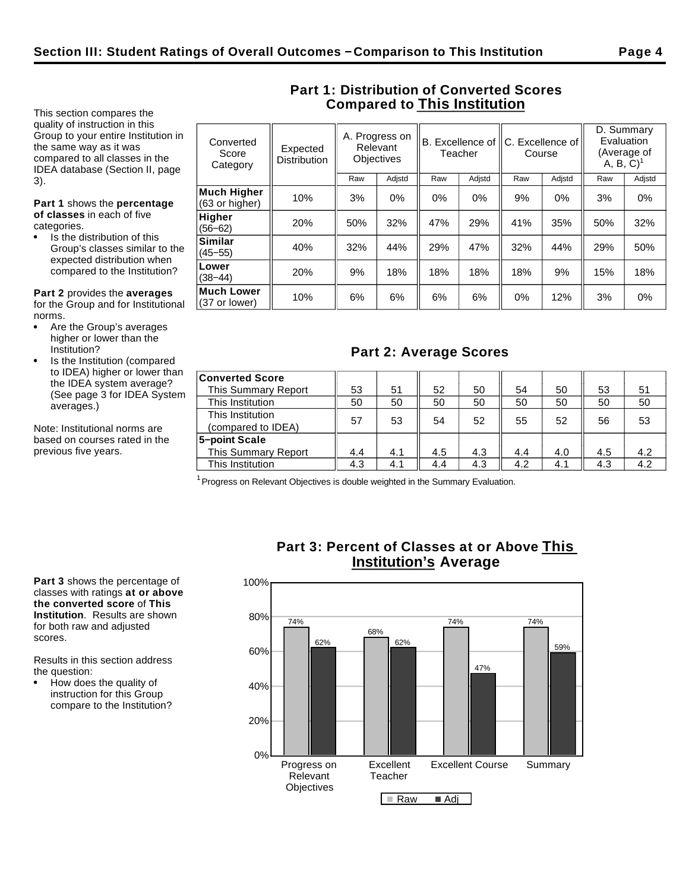## Section III: Student Ratings of Overall Outcomes – Comparison to This Institution

This section compares the quality of instruction in this Group to your entire Institution in the same way as it was compared to all classes in the IDEA database (Section II, page 3).

**Part 1** shows the **percentage of classes** in each of five categories.

- Is the distribution of this Group's classes similar to the expected distribution when compared to the Institution?

**Part 2** provides the **averages** for the Group and for Institutional norms.

- Are the Group's averages higher or lower than the Institution?
- Is the Institution (compared to IDEA) higher or lower than the IDEA system average? (See page 3 for IDEA System averages.)

Note: Institutional norms are based on courses rated in the previous five years.

### Part 1: Distribution of Converted Scores Compared to This Institution

| Converted Score Category | Expected Distribution | A. Progress on Relevant Objectives | | B. Excellence of Teacher | | C. Excellence of Course | | D. Summary Evaluation (Average of A, B, C)[1] | |
|---|---|---|---|---|---|---|---|---|---|
| | | Raw | Adjstd | Raw | Adjstd | Raw | Adjstd | Raw | Adjstd |
| **Much Higher** (63 or higher) | 10% | 3% | 0% | 0% | 0% | 9% | 0% | 3% | 0% |
| **Higher** (56–62) | 20% | 50% | 32% | 47% | 29% | 41% | 35% | 50% | 32% |
| **Similar** (45–55) | 40% | 32% | 44% | 29% | 47% | 32% | 44% | 29% | 50% |
| **Lower** (38–44) | 20% | 9% | 18% | 18% | 18% | 18% | 9% | 15% | 18% |
| **Much Lower** (37 or lower) | 10% | 6% | 6% | 6% | 6% | 0% | 12% | 3% | 0% |

### Part 2: Average Scores

| | A. Raw | A. Adjstd | B. Raw | B. Adjstd | C. Raw | C. Adjstd | D. Raw | D. Adjstd |
|---|---|---|---|---|---|---|---|---|
| **Converted Score** | | | | | | | | |
| This Summary Report | 53 | 51 | 52 | 50 | 54 | 50 | 53 | 51 |
| This Institution | 50 | 50 | 50 | 50 | 50 | 50 | 50 | 50 |
| This Institution (compared to IDEA) | 57 | 53 | 54 | 52 | 55 | 52 | 56 | 53 |
| **5–point Scale** | | | | | | | | |
| This Summary Report | 4.4 | 4.1 | 4.5 | 4.3 | 4.4 | 4.0 | 4.5 | 4.2 |
| This Institution | 4.3 | 4.1 | 4.4 | 4.3 | 4.2 | 4.1 | 4.3 | 4.2 |

[1] Progress on Relevant Objectives is double weighted in the Summary Evaluation.

### Part 3: Percent of Classes at or Above This Institution's Average

**Part 3** shows the percentage of classes with ratings **at or above the converted score** of **This Institution**. Results are shown for both raw and adjusted scores.

Results in this section address the question:

- How does the quality of instruction for this Group compare to the Institution?

| | Raw | Adj |
|---|---|---|
| Progress on Relevant Objectives | 74% | 62% |
| Excellent Teacher | 68% | 62% |
| Excellent Course | 74% | 47% |
| Summary | 74% | 59% |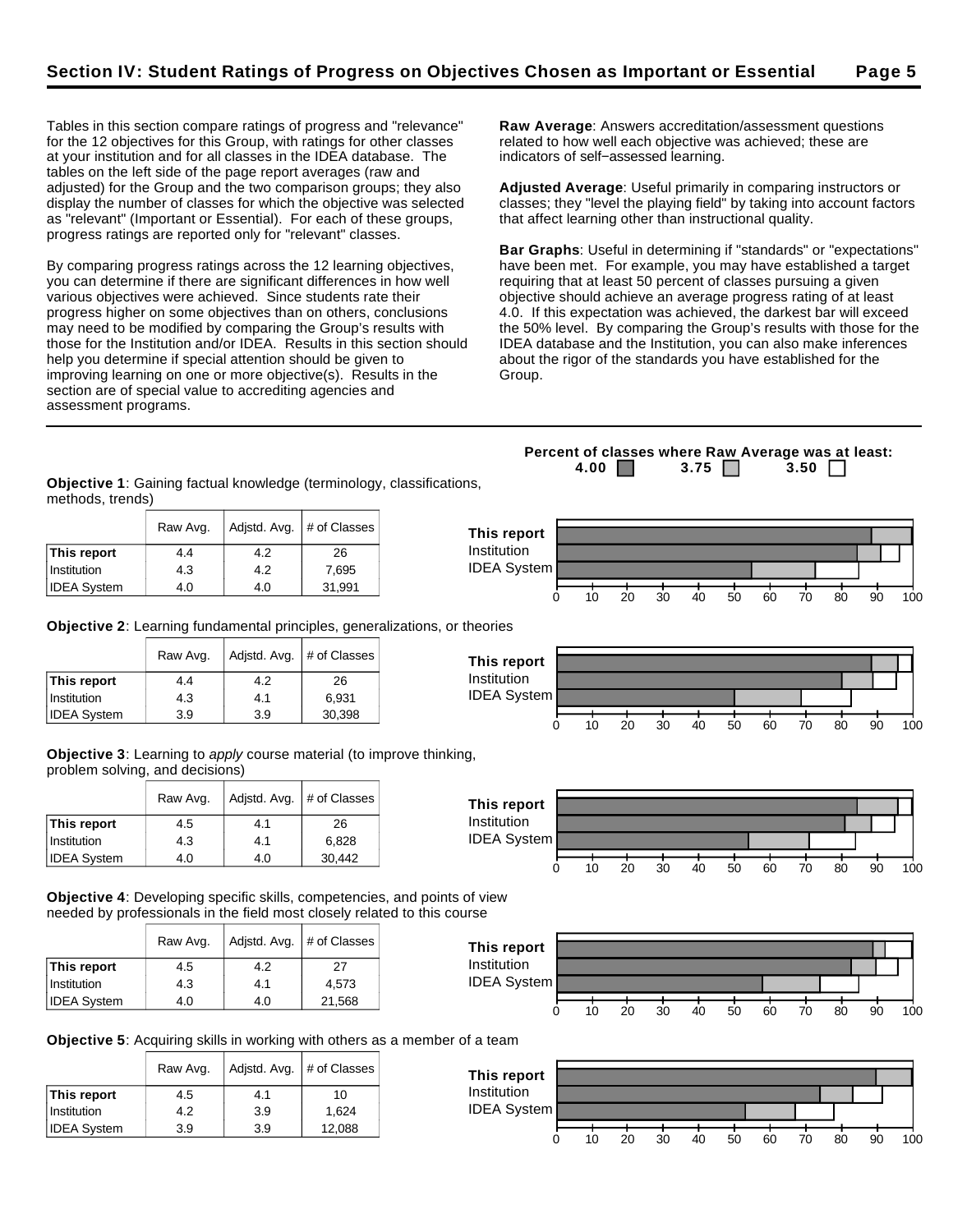## Section IV: Student Ratings of Progress on Objectives Chosen as Important or Essential

Tables in this section compare ratings of progress and "relevance" for the 12 objectives for this Group, with ratings for other classes at your institution and for all classes in the IDEA database. The tables on the left side of the page report averages (raw and adjusted) for the Group and the two comparison groups; they also display the number of classes for which the objective was selected as "relevant" (Important or Essential). For each of these groups, progress ratings are reported only for "relevant" classes.

By comparing progress ratings across the 12 learning objectives, you can determine if there are significant differences in how well various objectives were achieved. Since students rate their progress higher on some objectives than on others, conclusions may need to be modified by comparing the Group's results with those for the Institution and/or IDEA. Results in this section should help you determine if special attention should be given to improving learning on one or more objective(s). Results in the section are of special value to accrediting agencies and assessment programs.

**Raw Average**: Answers accreditation/assessment questions related to how well each objective was achieved; these are indicators of self−assessed learning.

**Adjusted Average**: Useful primarily in comparing instructors or classes; they "level the playing field" by taking into account factors that affect learning other than instructional quality.

**Bar Graphs**: Useful in determining if "standards" or "expectations" have been met. For example, you may have established a target requiring that at least 50 percent of classes pursuing a given objective should achieve an average progress rating of at least 4.0. If this expectation was achieved, the darkest bar will exceed the 50% level. By comparing the Group's results with those for the IDEA database and the Institution, you can also make inferences about the rigor of the standards you have established for the Group.

**Percent of classes where Raw Average was at least: 4.00 / 3.75 / 3.50**

**Objective 1**: Gaining factual knowledge (terminology, classifications, methods, trends)

| | Raw Avg. | Adjstd. Avg. | # of Classes |
|---|---|---|---|
| **This report** | 4.4 | 4.2 | 26 |
| Institution | 4.3 | 4.2 | 7,695 |
| IDEA System | 4.0 | 4.0 | 31,991 |

**Objective 2**: Learning fundamental principles, generalizations, or theories

| | Raw Avg. | Adjstd. Avg. | # of Classes |
|---|---|---|---|
| **This report** | 4.4 | 4.2 | 26 |
| Institution | 4.3 | 4.1 | 6,931 |
| IDEA System | 3.9 | 3.9 | 30,398 |

**Objective 3**: Learning to *apply* course material (to improve thinking, problem solving, and decisions)

| | Raw Avg. | Adjstd. Avg. | # of Classes |
|---|---|---|---|
| **This report** | 4.5 | 4.1 | 26 |
| Institution | 4.3 | 4.1 | 6,828 |
| IDEA System | 4.0 | 4.0 | 30,442 |

**Objective 4**: Developing specific skills, competencies, and points of view needed by professionals in the field most closely related to this course

| | Raw Avg. | Adjstd. Avg. | # of Classes |
|---|---|---|---|
| **This report** | 4.5 | 4.2 | 27 |
| Institution | 4.3 | 4.1 | 4,573 |
| IDEA System | 4.0 | 4.0 | 21,568 |

**Objective 5**: Acquiring skills in working with others as a member of a team

| | Raw Avg. | Adjstd. Avg. | # of Classes |
|---|---|---|---|
| **This report** | 4.5 | 4.1 | 10 |
| Institution | 4.2 | 3.9 | 1,624 |
| IDEA System | 3.9 | 3.9 | 12,088 |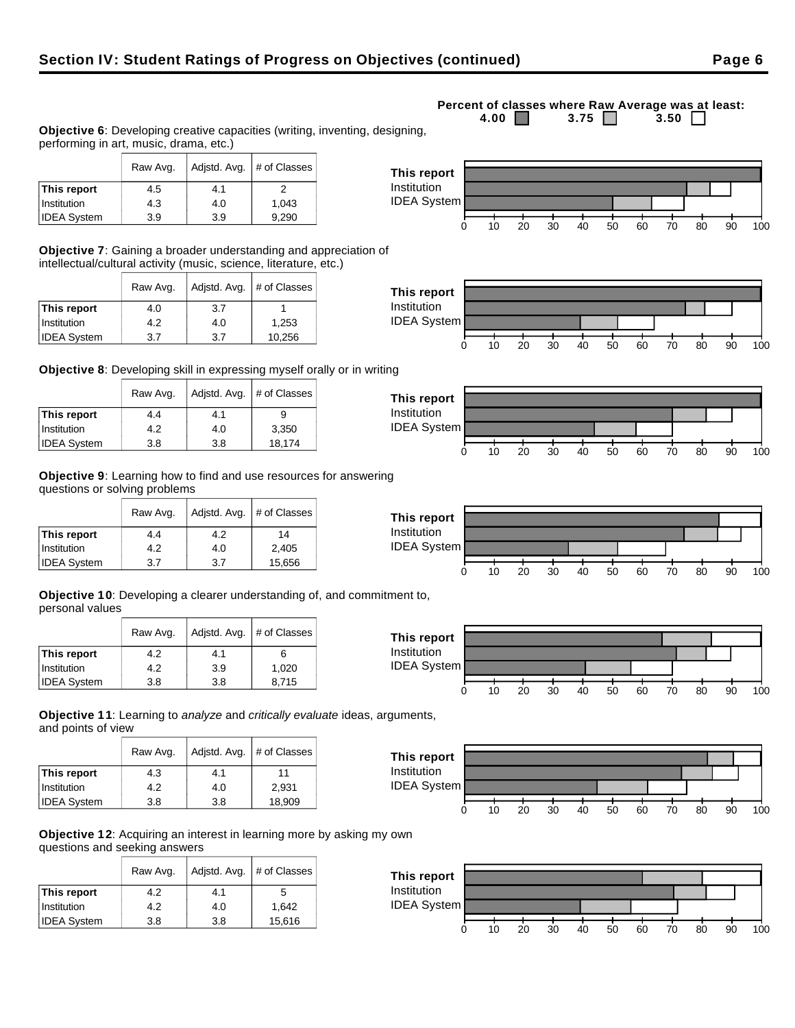## Section IV: Student Ratings of Progress on Objectives (continued)

Percent of classes where Raw Average was at least: 4.00 ■ 3.75 ■ 3.50 □

**Objective 6**: Developing creative capacities (writing, inventing, designing, performing in art, music, drama, etc.)

| | Raw Avg. | Adjstd. Avg. | # of Classes |
|---|---|---|---|
| **This report** | 4.5 | 4.1 | 2 |
| Institution | 4.3 | 4.0 | 1,043 |
| IDEA System | 3.9 | 3.9 | 9,290 |

**Objective 7**: Gaining a broader understanding and appreciation of intellectual/cultural activity (music, science, literature, etc.)

| | Raw Avg. | Adjstd. Avg. | # of Classes |
|---|---|---|---|
| **This report** | 4.0 | 3.7 | 1 |
| Institution | 4.2 | 4.0 | 1,253 |
| IDEA System | 3.7 | 3.7 | 10,256 |

**Objective 8**: Developing skill in expressing myself orally or in writing

| | Raw Avg. | Adjstd. Avg. | # of Classes |
|---|---|---|---|
| **This report** | 4.4 | 4.1 | 9 |
| Institution | 4.2 | 4.0 | 3,350 |
| IDEA System | 3.8 | 3.8 | 18,174 |

**Objective 9**: Learning how to find and use resources for answering questions or solving problems

| | Raw Avg. | Adjstd. Avg. | # of Classes |
|---|---|---|---|
| **This report** | 4.4 | 4.2 | 14 |
| Institution | 4.2 | 4.0 | 2,405 |
| IDEA System | 3.7 | 3.7 | 15,656 |

**Objective 10**: Developing a clearer understanding of, and commitment to, personal values

| | Raw Avg. | Adjstd. Avg. | # of Classes |
|---|---|---|---|
| **This report** | 4.2 | 4.1 | 6 |
| Institution | 4.2 | 3.9 | 1,020 |
| IDEA System | 3.8 | 3.8 | 8,715 |

**Objective 11**: Learning to *analyze* and *critically evaluate* ideas, arguments, and points of view

| | Raw Avg. | Adjstd. Avg. | # of Classes |
|---|---|---|---|
| **This report** | 4.3 | 4.1 | 11 |
| Institution | 4.2 | 4.0 | 2,931 |
| IDEA System | 3.8 | 3.8 | 18,909 |

**Objective 12**: Acquiring an interest in learning more by asking my own questions and seeking answers

| | Raw Avg. | Adjstd. Avg. | # of Classes |
|---|---|---|---|
| **This report** | 4.2 | 4.1 | 5 |
| Institution | 4.2 | 4.0 | 1,642 |
| IDEA System | 3.8 | 3.8 | 15,616 |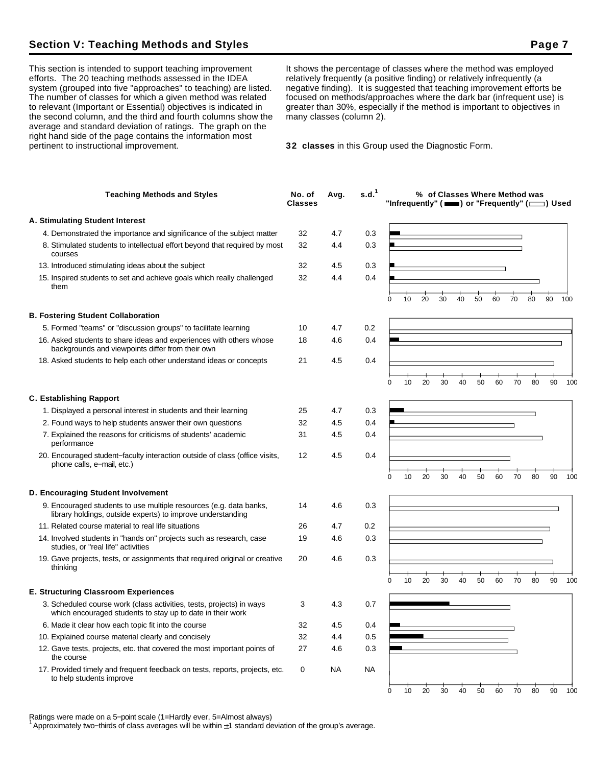## Section V: Teaching Methods and Styles

This section is intended to support teaching improvement efforts. The 20 teaching methods assessed in the IDEA system (grouped into five "approaches" to teaching) are listed. The number of classes for which a given method was related to relevant (Important or Essential) objectives is indicated in the second column, and the third and fourth columns show the average and standard deviation of ratings. The graph on the right hand side of the page contains the information most pertinent to instructional improvement.

It shows the percentage of classes where the method was employed relatively frequently (a positive finding) or relatively infrequently (a negative finding). It is suggested that teaching improvement efforts be focused on methods/approaches where the dark bar (infrequent use) is greater than 30%, especially if the method is important to objectives in many classes (column 2).

**32 classes** in this Group used the Diagnostic Form.

| Teaching Methods and Styles | No. of Classes | Avg. | s.d.[1] |
|---|---|---|---|
| **A. Stimulating Student Interest** | | | |
| 4. Demonstrated the importance and significance of the subject matter | 32 | 4.7 | 0.3 |
| 8. Stimulated students to intellectual effort beyond that required by most courses | 32 | 4.4 | 0.3 |
| 13. Introduced stimulating ideas about the subject | 32 | 4.5 | 0.3 |
| 15. Inspired students to set and achieve goals which really challenged them | 32 | 4.4 | 0.4 |
| **B. Fostering Student Collaboration** | | | |
| 5. Formed "teams" or "discussion groups" to facilitate learning | 10 | 4.7 | 0.2 |
| 16. Asked students to share ideas and experiences with others whose backgrounds and viewpoints differ from their own | 18 | 4.6 | 0.4 |
| 18. Asked students to help each other understand ideas or concepts | 21 | 4.5 | 0.4 |
| **C. Establishing Rapport** | | | |
| 1. Displayed a personal interest in students and their learning | 25 | 4.7 | 0.3 |
| 2. Found ways to help students answer their own questions | 32 | 4.5 | 0.4 |
| 7. Explained the reasons for criticisms of students' academic performance | 31 | 4.5 | 0.4 |
| 20. Encouraged student−faculty interaction outside of class (office visits, phone calls, e−mail, etc.) | 12 | 4.5 | 0.4 |
| **D. Encouraging Student Involvement** | | | |
| 9. Encouraged students to use multiple resources (e.g. data banks, library holdings, outside experts) to improve understanding | 14 | 4.6 | 0.3 |
| 11. Related course material to real life situations | 26 | 4.7 | 0.2 |
| 14. Involved students in "hands on" projects such as research, case studies, or "real life" activities | 19 | 4.6 | 0.3 |
| 19. Gave projects, tests, or assignments that required original or creative thinking | 20 | 4.6 | 0.3 |
| **E. Structuring Classroom Experiences** | | | |
| 3. Scheduled course work (class activities, tests, projects) in ways which encouraged students to stay up to date in their work | 3 | 4.3 | 0.7 |
| 6. Made it clear how each topic fit into the course | 32 | 4.5 | 0.4 |
| 10. Explained course material clearly and concisely | 32 | 4.4 | 0.5 |
| 12. Gave tests, projects, etc. that covered the most important points of the course | 27 | 4.6 | 0.3 |
| 17. Provided timely and frequent feedback on tests, reports, projects, etc. to help students improve | 0 | NA | NA |

% of Classes Where Method was "Infrequently" (dark bar) or "Frequently" (white bar) Used

Ratings were made on a 5−point scale (1=Hardly ever, 5=Almost always)

[1] Approximately two−thirds of class averages will be within ±1 standard deviation of the group's average.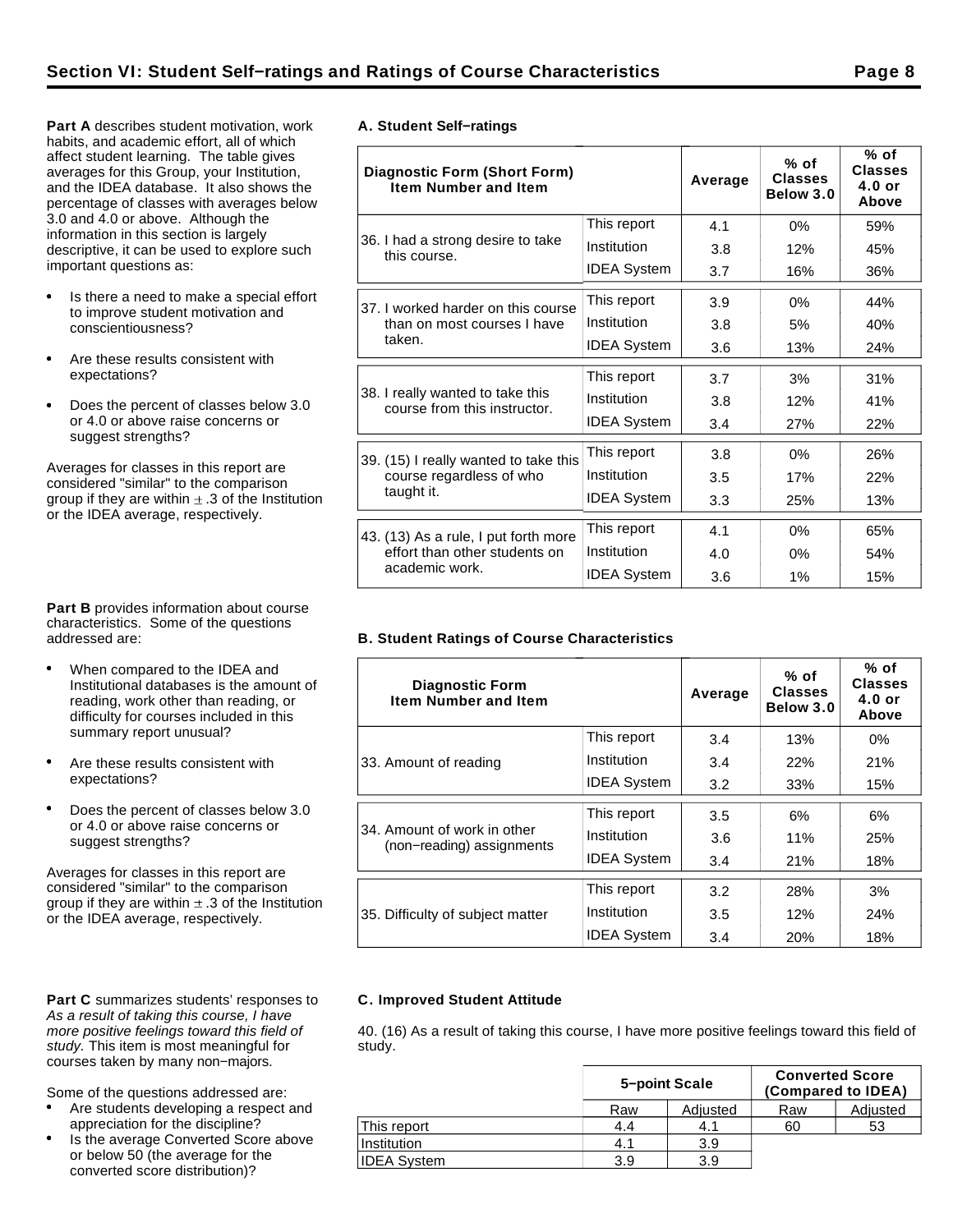# Section VI: Student Self−ratings and Ratings of Course Characteristics

**Part A** describes student motivation, work habits, and academic effort, all of which affect student learning. The table gives averages for this Group, your Institution, and the IDEA database. It also shows the percentage of classes with averages below 3.0 and 4.0 or above. Although the information in this section is largely descriptive, it can be used to explore such important questions as:

- Is there a need to make a special effort to improve student motivation and conscientiousness?
- Are these results consistent with expectations?
- Does the percent of classes below 3.0 or 4.0 or above raise concerns or suggest strengths?

Averages for classes in this report are considered "similar" to the comparison group if they are within ± .3 of the Institution or the IDEA average, respectively.

### A. Student Self−ratings

| Diagnostic Form (Short Form) Item Number and Item | | Average | % of Classes Below 3.0 | % of Classes 4.0 or Above |
|---|---|---|---|---|
| 36. I had a strong desire to take this course. | This report | 4.1 | 0% | 59% |
| | Institution | 3.8 | 12% | 45% |
| | IDEA System | 3.7 | 16% | 36% |
| 37. I worked harder on this course than on most courses I have taken. | This report | 3.9 | 0% | 44% |
| | Institution | 3.8 | 5% | 40% |
| | IDEA System | 3.6 | 13% | 24% |
| 38. I really wanted to take this course from this instructor. | This report | 3.7 | 3% | 31% |
| | Institution | 3.8 | 12% | 41% |
| | IDEA System | 3.4 | 27% | 22% |
| 39. (15) I really wanted to take this course regardless of who taught it. | This report | 3.8 | 0% | 26% |
| | Institution | 3.5 | 17% | 22% |
| | IDEA System | 3.3 | 25% | 13% |
| 43. (13) As a rule, I put forth more effort than other students on academic work. | This report | 4.1 | 0% | 65% |
| | Institution | 4.0 | 0% | 54% |
| | IDEA System | 3.6 | 1% | 15% |

**Part B** provides information about course characteristics. Some of the questions addressed are:

- When compared to the IDEA and Institutional databases is the amount of reading, work other than reading, or difficulty for courses included in this summary report unusual?
- Are these results consistent with expectations?
- Does the percent of classes below 3.0 or 4.0 or above raise concerns or suggest strengths?

Averages for classes in this report are considered "similar" to the comparison group if they are within ± .3 of the Institution or the IDEA average, respectively.

### B. Student Ratings of Course Characteristics

| Diagnostic Form Item Number and Item | | Average | % of Classes Below 3.0 | % of Classes 4.0 or Above |
|---|---|---|---|---|
| 33. Amount of reading | This report | 3.4 | 13% | 0% |
| | Institution | 3.4 | 22% | 21% |
| | IDEA System | 3.2 | 33% | 15% |
| 34. Amount of work in other (non−reading) assignments | This report | 3.5 | 6% | 6% |
| | Institution | 3.6 | 11% | 25% |
| | IDEA System | 3.4 | 21% | 18% |
| 35. Difficulty of subject matter | This report | 3.2 | 28% | 3% |
| | Institution | 3.5 | 12% | 24% |
| | IDEA System | 3.4 | 20% | 18% |

**Part C** summarizes students' responses to *As a result of taking this course, I have more positive feelings toward this field of study.* This item is most meaningful for courses taken by many non−majors.

Some of the questions addressed are:

- Are students developing a respect and appreciation for the discipline?
- Is the average Converted Score above or below 50 (the average for the converted score distribution)?

### C. Improved Student Attitude

40. (16) As a result of taking this course, I have more positive feelings toward this field of study.

| | 5−point Scale | | Converted Score (Compared to IDEA) | |
|---|---|---|---|---|
| | Raw | Adjusted | Raw | Adjusted |
| This report | 4.4 | 4.1 | 60 | 53 |
| Institution | 4.1 | 3.9 | | |
| IDEA System | 3.9 | 3.9 | | |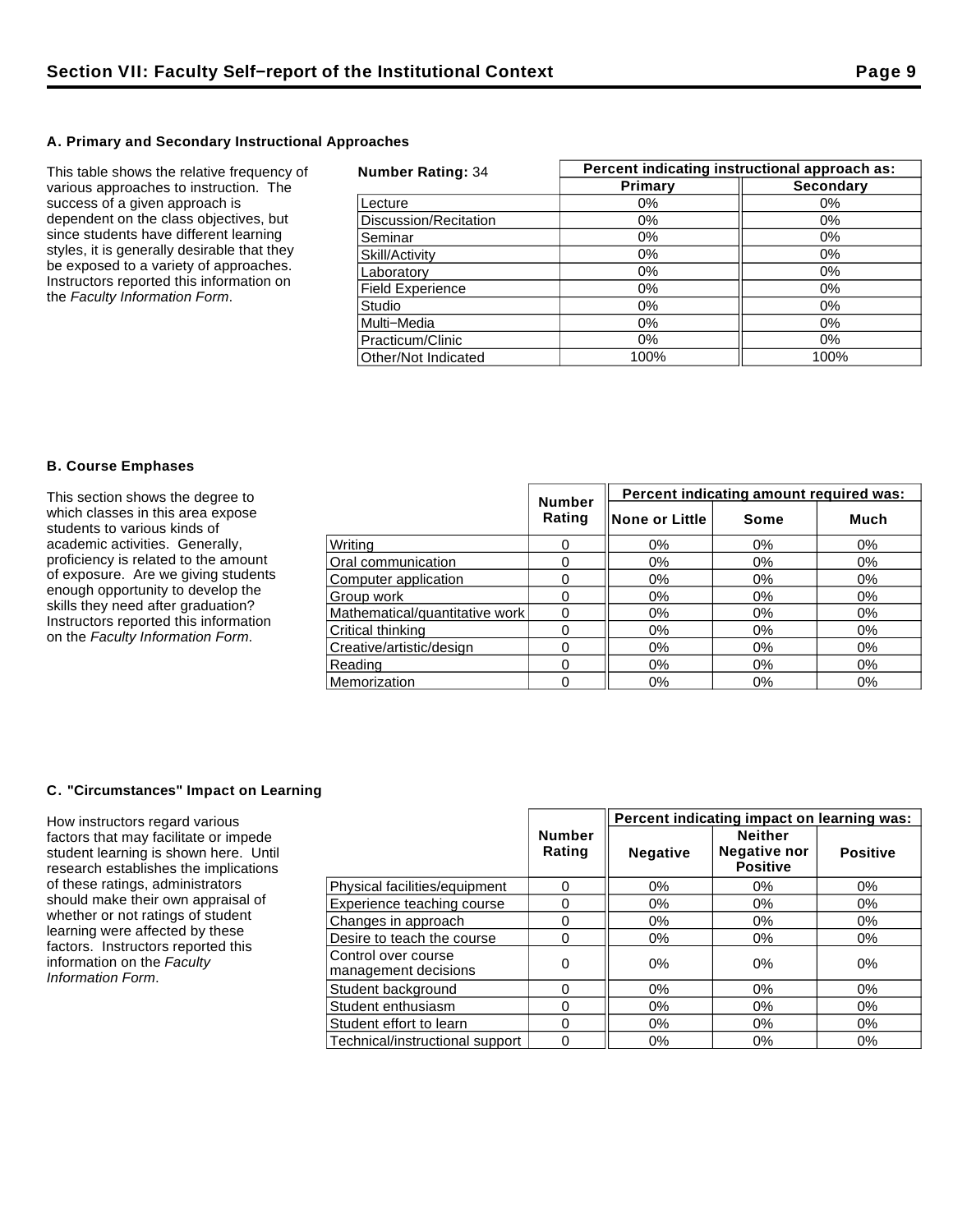## Section VII: Faculty Self–report of the Institutional Context

### A. Primary and Secondary Instructional Approaches

This table shows the relative frequency of various approaches to instruction. The success of a given approach is dependent on the class objectives, but since students have different learning styles, it is generally desirable that they be exposed to a variety of approaches. Instructors reported this information on the *Faculty Information Form*.

| **Number Rating:** 34 | Percent indicating instructional approach as: | |
|---|---|---|
| | **Primary** | **Secondary** |
| Lecture | 0% | 0% |
| Discussion/Recitation | 0% | 0% |
| Seminar | 0% | 0% |
| Skill/Activity | 0% | 0% |
| Laboratory | 0% | 0% |
| Field Experience | 0% | 0% |
| Studio | 0% | 0% |
| Multi–Media | 0% | 0% |
| Practicum/Clinic | 0% | 0% |
| Other/Not Indicated | 100% | 100% |

### B. Course Emphases

This section shows the degree to which classes in this area expose students to various kinds of academic activities. Generally, proficiency is related to the amount of exposure. Are we giving students enough opportunity to develop the skills they need after graduation? Instructors reported this information on the *Faculty Information Form*.

| | Number Rating | Percent indicating amount required was: | | |
|---|---|---|---|---|
| | | **None or Little** | **Some** | **Much** |
| Writing | 0 | 0% | 0% | 0% |
| Oral communication | 0 | 0% | 0% | 0% |
| Computer application | 0 | 0% | 0% | 0% |
| Group work | 0 | 0% | 0% | 0% |
| Mathematical/quantitative work | 0 | 0% | 0% | 0% |
| Critical thinking | 0 | 0% | 0% | 0% |
| Creative/artistic/design | 0 | 0% | 0% | 0% |
| Reading | 0 | 0% | 0% | 0% |
| Memorization | 0 | 0% | 0% | 0% |

### C. "Circumstances" Impact on Learning

How instructors regard various factors that may facilitate or impede student learning is shown here. Until research establishes the implications of these ratings, administrators should make their own appraisal of whether or not ratings of student learning were affected by these factors. Instructors reported this information on the *Faculty Information Form*.

| | Number Rating | Percent indicating impact on learning was: | | |
|---|---|---|---|---|
| | | **Negative** | **Neither Negative nor Positive** | **Positive** |
| Physical facilities/equipment | 0 | 0% | 0% | 0% |
| Experience teaching course | 0 | 0% | 0% | 0% |
| Changes in approach | 0 | 0% | 0% | 0% |
| Desire to teach the course | 0 | 0% | 0% | 0% |
| Control over course management decisions | 0 | 0% | 0% | 0% |
| Student background | 0 | 0% | 0% | 0% |
| Student enthusiasm | 0 | 0% | 0% | 0% |
| Student effort to learn | 0 | 0% | 0% | 0% |
| Technical/instructional support | 0 | 0% | 0% | 0% |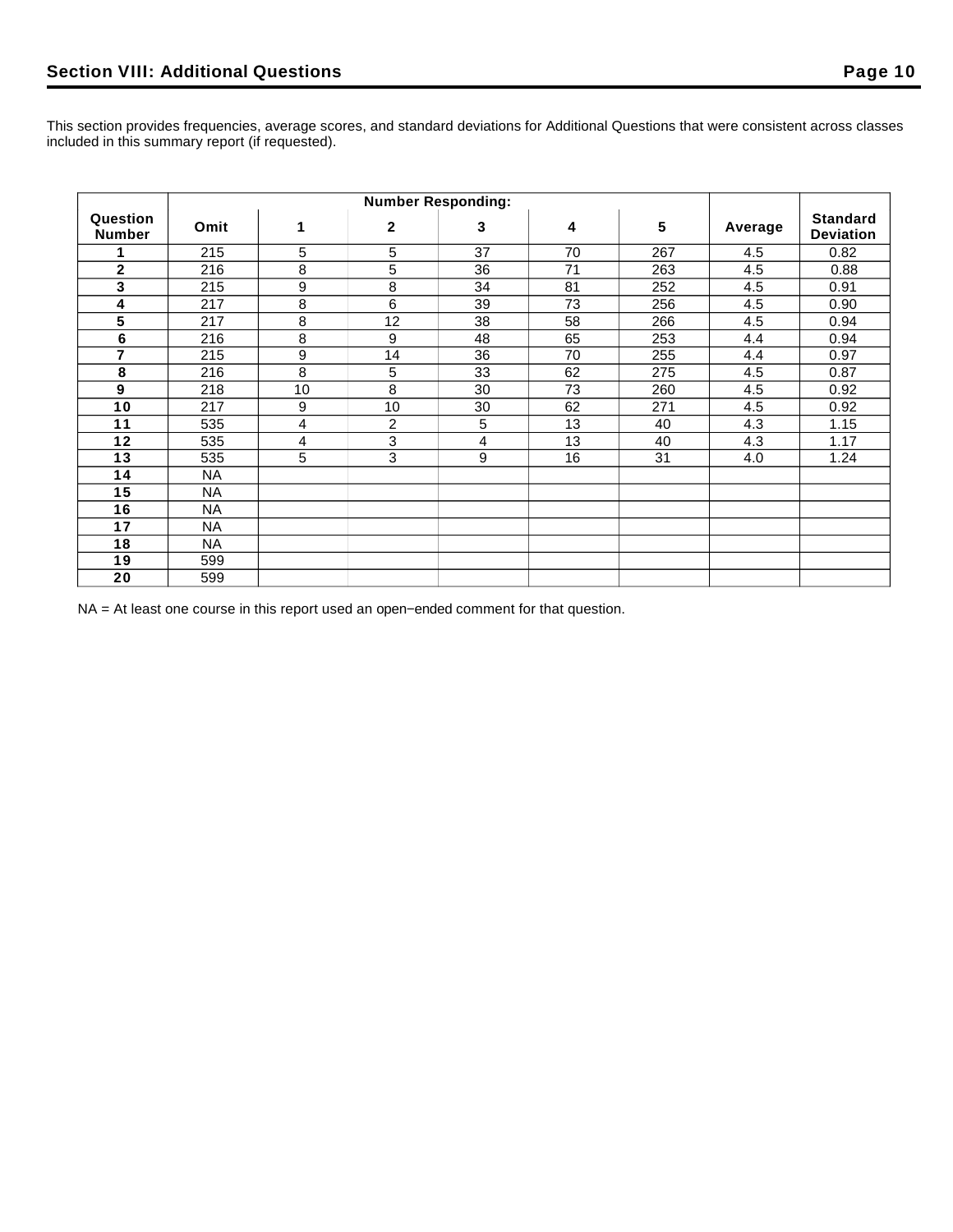## Section VIII: Additional Questions

This section provides frequencies, average scores, and standard deviations for Additional Questions that were consistent across classes included in this summary report (if requested).

| Question Number | Number Responding: | | | | | | Average | Standard Deviation |
|---|---|---|---|---|---|---|---|---|
| | Omit | 1 | 2 | 3 | 4 | 5 | | |
| 1 | 215 | 5 | 5 | 37 | 70 | 267 | 4.5 | 0.82 |
| 2 | 216 | 8 | 5 | 36 | 71 | 263 | 4.5 | 0.88 |
| 3 | 215 | 9 | 8 | 34 | 81 | 252 | 4.5 | 0.91 |
| 4 | 217 | 8 | 6 | 39 | 73 | 256 | 4.5 | 0.90 |
| 5 | 217 | 8 | 12 | 38 | 58 | 266 | 4.5 | 0.94 |
| 6 | 216 | 8 | 9 | 48 | 65 | 253 | 4.4 | 0.94 |
| 7 | 215 | 9 | 14 | 36 | 70 | 255 | 4.4 | 0.97 |
| 8 | 216 | 8 | 5 | 33 | 62 | 275 | 4.5 | 0.87 |
| 9 | 218 | 10 | 8 | 30 | 73 | 260 | 4.5 | 0.92 |
| 10 | 217 | 9 | 10 | 30 | 62 | 271 | 4.5 | 0.92 |
| 11 | 535 | 4 | 2 | 5 | 13 | 40 | 4.3 | 1.15 |
| 12 | 535 | 4 | 3 | 4 | 13 | 40 | 4.3 | 1.17 |
| 13 | 535 | 5 | 3 | 9 | 16 | 31 | 4.0 | 1.24 |
| 14 | NA | | | | | | | |
| 15 | NA | | | | | | | |
| 16 | NA | | | | | | | |
| 17 | NA | | | | | | | |
| 18 | NA | | | | | | | |
| 19 | 599 | | | | | | | |
| 20 | 599 | | | | | | | |

NA = At least one course in this report used an open−ended comment for that question.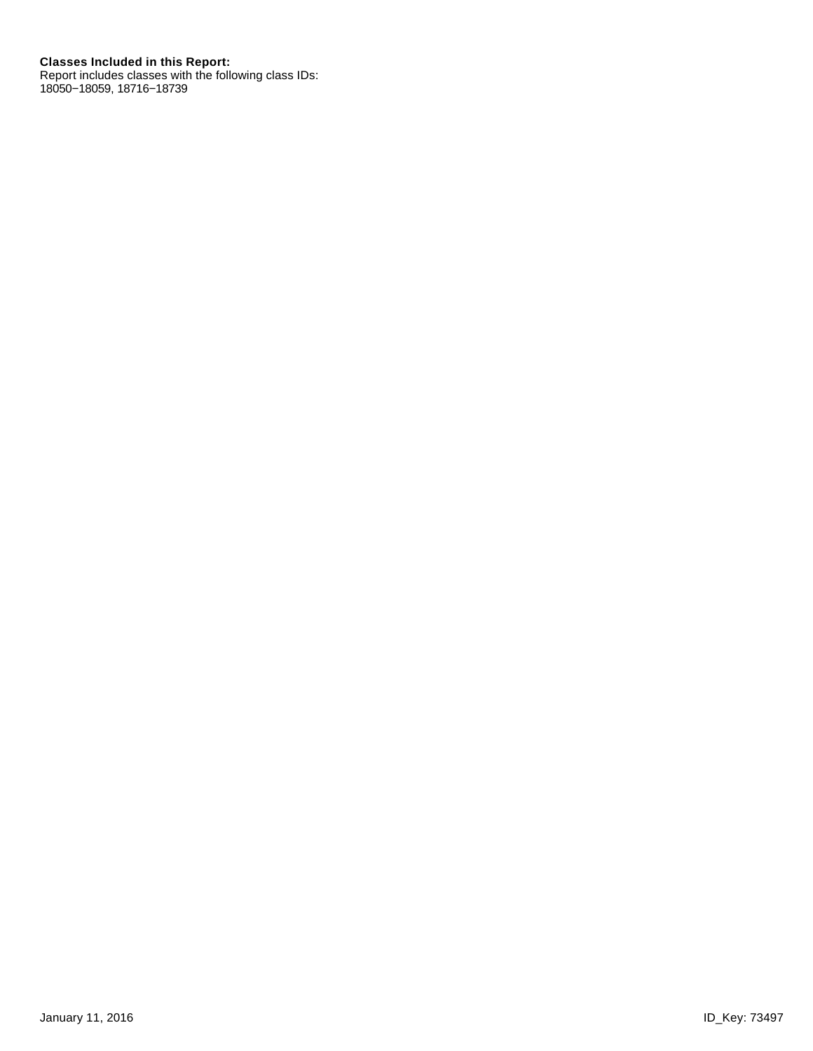**Classes Included in this Report:**
Report includes classes with the following class IDs:
18050−18059, 18716−18739